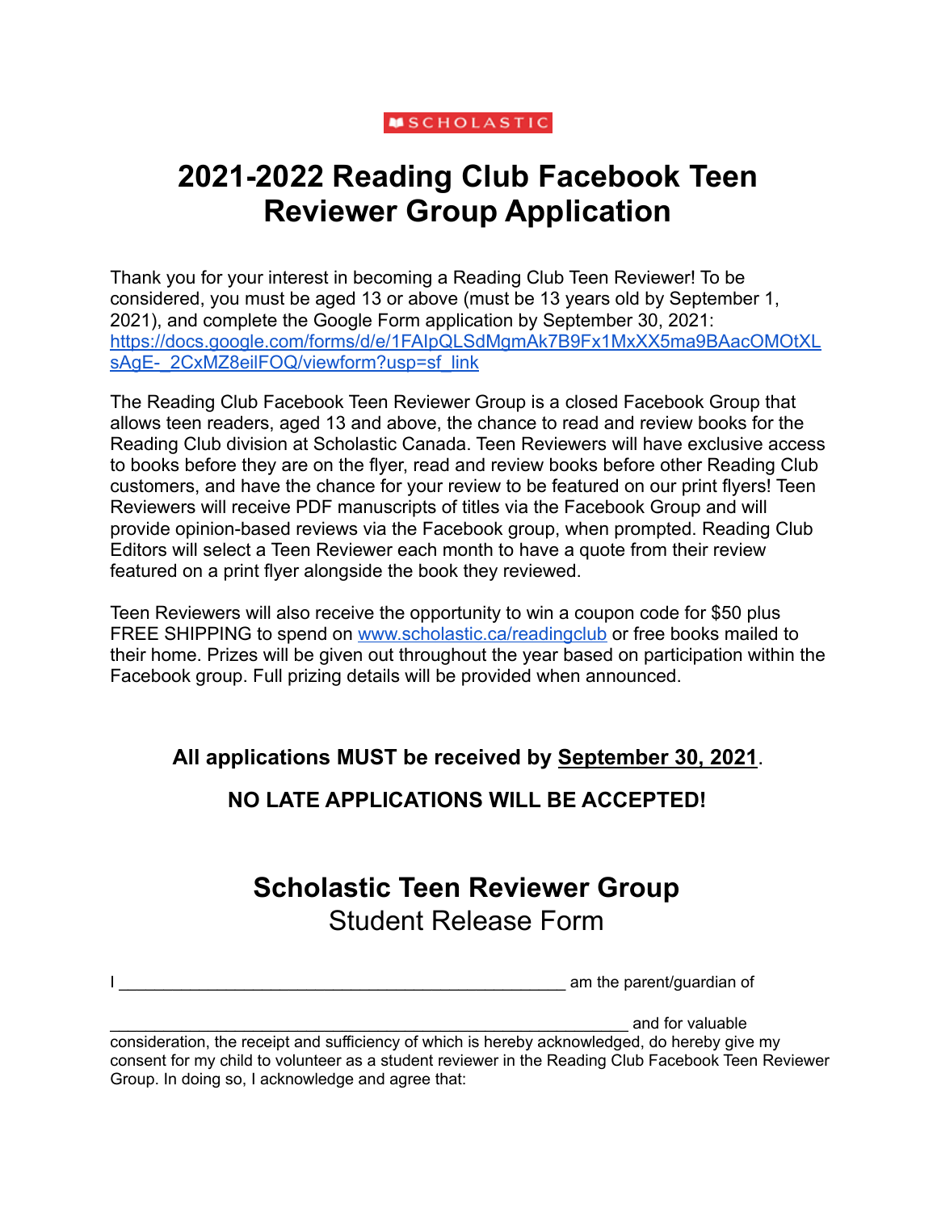SCHOLASTIC

# 2021-2022 Reading Club Facebook Teen Reviewer Group Application

Thank you for your interest in becoming a Reading Club Teen Reviewer! To be considered, you must be aged 13 or above (must be 13 years old by September 1, 2021), and complete the Google Form application by September 30, 2021: [https://docs.google.com/forms/d/e/1FAIpQLSdMgmAk7B9Fx1MxXX5ma9BAacOMOtXLsAgE-_2CxMZ8eilFOQ/viewform?usp=sf_link](https://docs.google.com/forms/d/e/1FAIpQLSdMgmAk7B9Fx1MxXX5ma9BAacOMOtXLsAgE-_2CxMZ8eilFOQ/viewform?usp=sf_link)

The Reading Club Facebook Teen Reviewer Group is a closed Facebook Group that allows teen readers, aged 13 and above, the chance to read and review books for the Reading Club division at Scholastic Canada. Teen Reviewers will have exclusive access to books before they are on the flyer, read and review books before other Reading Club customers, and have the chance for your review to be featured on our print flyers! Teen Reviewers will receive PDF manuscripts of titles via the Facebook Group and will provide opinion-based reviews via the Facebook group, when prompted. Reading Club Editors will select a Teen Reviewer each month to have a quote from their review featured on a print flyer alongside the book they reviewed.

Teen Reviewers will also receive the opportunity to win a coupon code for $50 plus FREE SHIPPING to spend on [www.scholastic.ca/readingclub](www.scholastic.ca/readingclub) or free books mailed to their home. Prizes will be given out throughout the year based on participation within the Facebook group. Full prizing details will be provided when announced.

**All applications MUST be received by September 30, 2021.**

**NO LATE APPLICATIONS WILL BE ACCEPTED!**

## Scholastic Teen Reviewer Group

Student Release Form

I __________________________________________________ am the parent/guardian of

___________________________________________________________ and for valuable consideration, the receipt and sufficiency of which is hereby acknowledged, do hereby give my consent for my child to volunteer as a student reviewer in the Reading Club Facebook Teen Reviewer Group. In doing so, I acknowledge and agree that: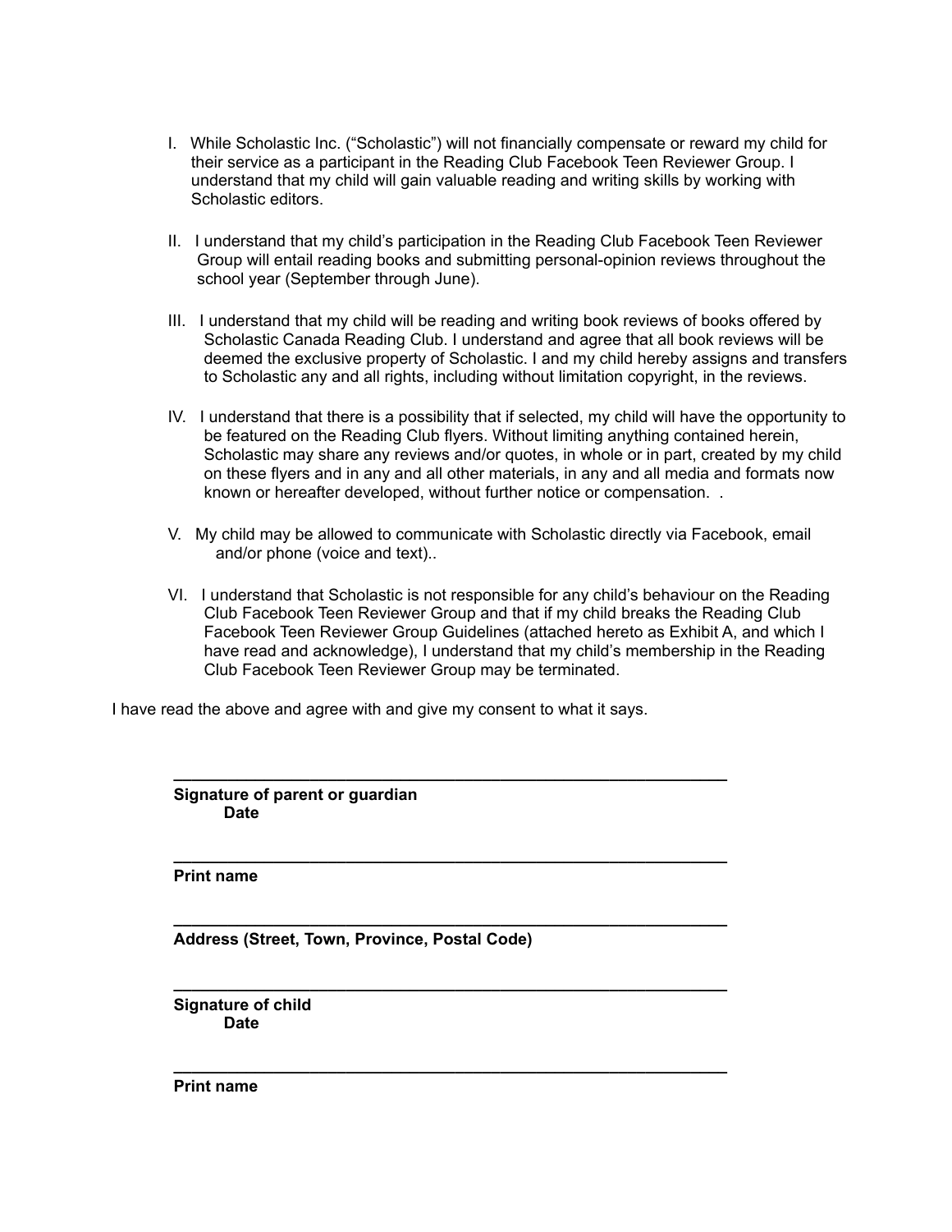I. While Scholastic Inc. ("Scholastic") will not financially compensate or reward my child for their service as a participant in the Reading Club Facebook Teen Reviewer Group. I understand that my child will gain valuable reading and writing skills by working with Scholastic editors.

II. I understand that my child's participation in the Reading Club Facebook Teen Reviewer Group will entail reading books and submitting personal-opinion reviews throughout the school year (September through June).

III. I understand that my child will be reading and writing book reviews of books offered by Scholastic Canada Reading Club. I understand and agree that all book reviews will be deemed the exclusive property of Scholastic. I and my child hereby assigns and transfers to Scholastic any and all rights, including without limitation copyright, in the reviews.

IV. I understand that there is a possibility that if selected, my child will have the opportunity to be featured on the Reading Club flyers. Without limiting anything contained herein, Scholastic may share any reviews and/or quotes, in whole or in part, created by my child on these flyers and in any and all other materials, in any and all media and formats now known or hereafter developed, without further notice or compensation. .

V. My child may be allowed to communicate with Scholastic directly via Facebook, email and/or phone (voice and text)..

VI. I understand that Scholastic is not responsible for any child's behaviour on the Reading Club Facebook Teen Reviewer Group and that if my child breaks the Reading Club Facebook Teen Reviewer Group Guidelines (attached hereto as Exhibit A, and which I have read and acknowledge), I understand that my child's membership in the Reading Club Facebook Teen Reviewer Group may be terminated.

I have read the above and agree with and give my consent to what it says.

\_\_\_\_\_\_\_\_\_\_\_\_\_\_\_\_\_\_\_\_\_\_\_\_\_\_\_\_\_\_\_\_\_\_\_\_\_\_\_\_\_\_\_\_\_\_\_\_\_\_\_\_\_\_\_\_\_\_

**Signature of parent or guardian**
**Date**

\_\_\_\_\_\_\_\_\_\_\_\_\_\_\_\_\_\_\_\_\_\_\_\_\_\_\_\_\_\_\_\_\_\_\_\_\_\_\_\_\_\_\_\_\_\_\_\_\_\_\_\_\_\_\_\_\_\_

**Print name**

\_\_\_\_\_\_\_\_\_\_\_\_\_\_\_\_\_\_\_\_\_\_\_\_\_\_\_\_\_\_\_\_\_\_\_\_\_\_\_\_\_\_\_\_\_\_\_\_\_\_\_\_\_\_\_\_\_\_

**Address (Street, Town, Province, Postal Code)**

\_\_\_\_\_\_\_\_\_\_\_\_\_\_\_\_\_\_\_\_\_\_\_\_\_\_\_\_\_\_\_\_\_\_\_\_\_\_\_\_\_\_\_\_\_\_\_\_\_\_\_\_\_\_\_\_\_\_

**Signature of child**
**Date**

\_\_\_\_\_\_\_\_\_\_\_\_\_\_\_\_\_\_\_\_\_\_\_\_\_\_\_\_\_\_\_\_\_\_\_\_\_\_\_\_\_\_\_\_\_\_\_\_\_\_\_\_\_\_\_\_\_\_

**Print name**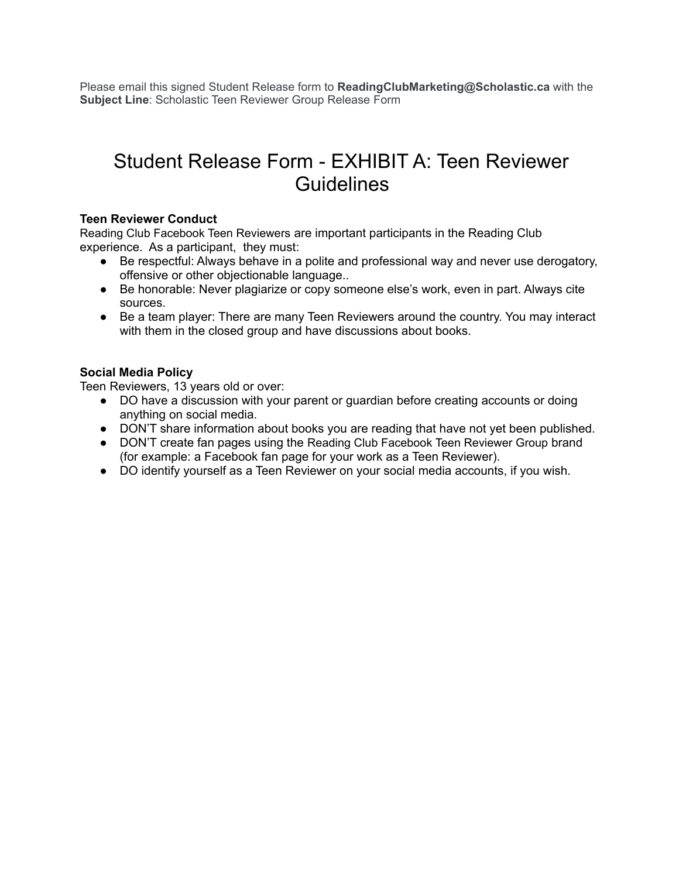Please email this signed Student Release form to **ReadingClubMarketing@Scholastic.ca** with the **Subject Line**: Scholastic Teen Reviewer Group Release Form

# Student Release Form - EXHIBIT A: Teen Reviewer Guidelines

**Teen Reviewer Conduct**

Reading Club Facebook Teen Reviewers are important participants in the Reading Club experience. As a participant, they must:

- Be respectful: Always behave in a polite and professional way and never use derogatory, offensive or other objectionable language..
- Be honorable: Never plagiarize or copy someone else's work, even in part. Always cite sources.
- Be a team player: There are many Teen Reviewers around the country. You may interact with them in the closed group and have discussions about books.

**Social Media Policy**

Teen Reviewers, 13 years old or over:

- DO have a discussion with your parent or guardian before creating accounts or doing anything on social media.
- DON'T share information about books you are reading that have not yet been published.
- DON'T create fan pages using the Reading Club Facebook Teen Reviewer Group brand (for example: a Facebook fan page for your work as a Teen Reviewer).
- DO identify yourself as a Teen Reviewer on your social media accounts, if you wish.